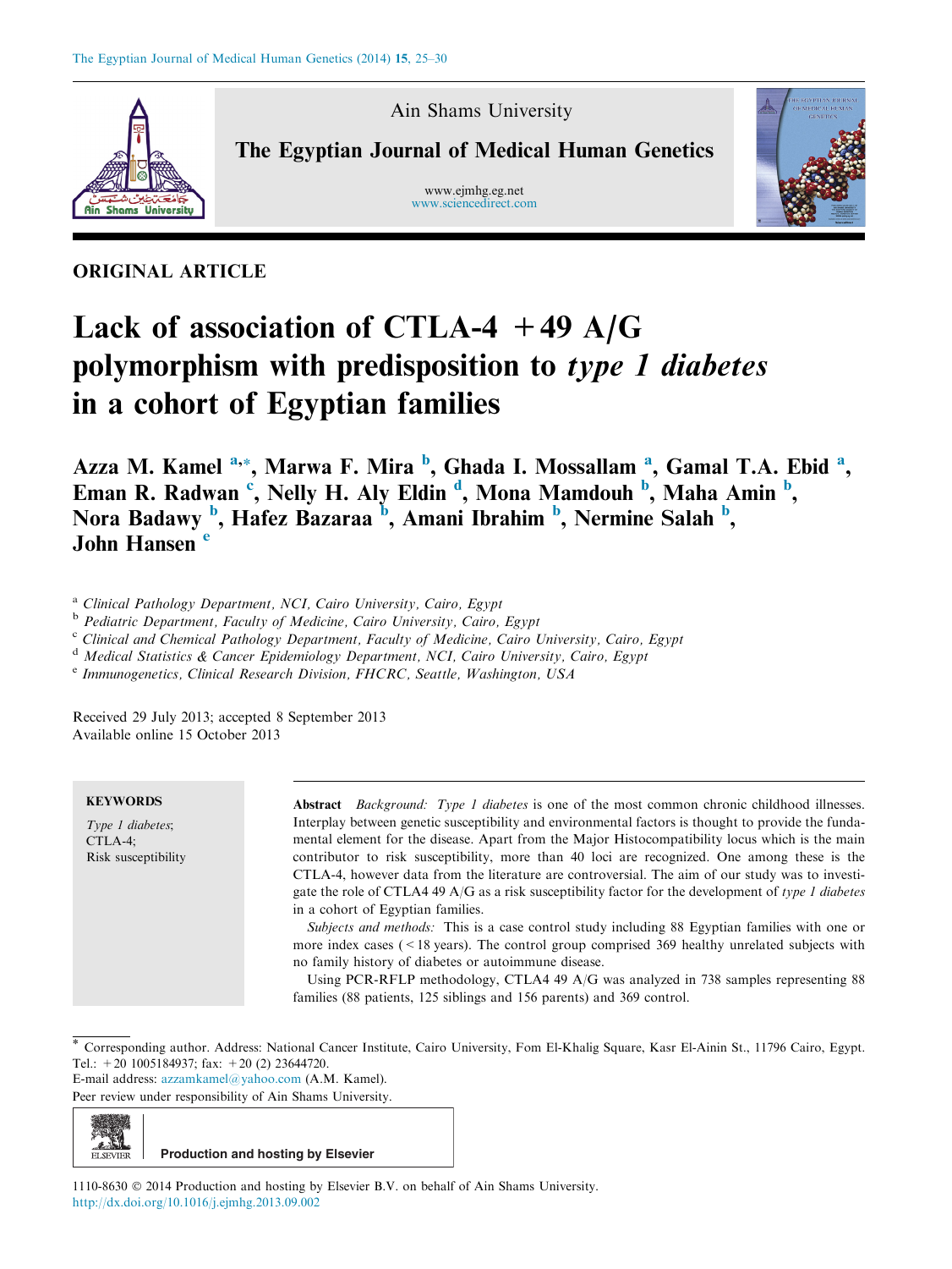ORIGINAL ARTICLE

# Lack of association of CTLA-4 +49 A/G polymorphism with predisposition to *type 1 diabetes* in a cohort of Egyptian families

**Azza M. Kamel [a,*], Marwa F. Mira [b], Ghada I. Mossallam [a], Gamal T.A. Ebid [a], Eman R. Radwan [c], Nelly H. Aly Eldin [d], Mona Mamdouh [b], Maha Amin [b], Nora Badawy [b], Hafez Bazaraa [b], Amani Ibrahim [b], Nermine Salah [b], John Hansen [e]**

[a] *Clinical Pathology Department, NCI, Cairo University, Cairo, Egypt*
[b] *Pediatric Department, Faculty of Medicine, Cairo University, Cairo, Egypt*
[c] *Clinical and Chemical Pathology Department, Faculty of Medicine, Cairo University, Cairo, Egypt*
[d] *Medical Statistics & Cancer Epidemiology Department, NCI, Cairo University, Cairo, Egypt*
[e] *Immunogenetics, Clinical Research Division, FHCRC, Seattle, Washington, USA*

Received 29 July 2013; accepted 8 September 2013
Available online 15 October 2013

**KEYWORDS**

*Type 1 diabetes*;
CTLA-4;
Risk susceptibility

**Abstract** *Background: Type 1 diabetes* is one of the most common chronic childhood illnesses. Interplay between genetic susceptibility and environmental factors is thought to provide the fundamental element for the disease. Apart from the Major Histocompatibility locus which is the main contributor to risk susceptibility, more than 40 loci are recognized. One among these is the CTLA-4, however data from the literature are controversial. The aim of our study was to investigate the role of CTLA4 49 A/G as a risk susceptibility factor for the development of *type 1 diabetes* in a cohort of Egyptian families.

*Subjects and methods:* This is a case control study including 88 Egyptian families with one or more index cases (< 18 years). The control group comprised 369 healthy unrelated subjects with no family history of diabetes or autoimmune disease.

Using PCR-RFLP methodology, CTLA4 49 A/G was analyzed in 738 samples representing 88 families (88 patients, 125 siblings and 156 parents) and 369 control.

\* Corresponding author. Address: National Cancer Institute, Cairo University, Fom El-Khalig Square, Kasr El-Ainin St., 11796 Cairo, Egypt. Tel.: +20 1005184937; fax: +20 (2) 23644720.
E-mail address: azzamkamel@yahoo.com (A.M. Kamel).
Peer review under responsibility of Ain Shams University.

Production and hosting by Elsevier

1110-8630 © 2014 Production and hosting by Elsevier B.V. on behalf of Ain Shams University.
http://dx.doi.org/10.1016/j.ejmhg.2013.09.002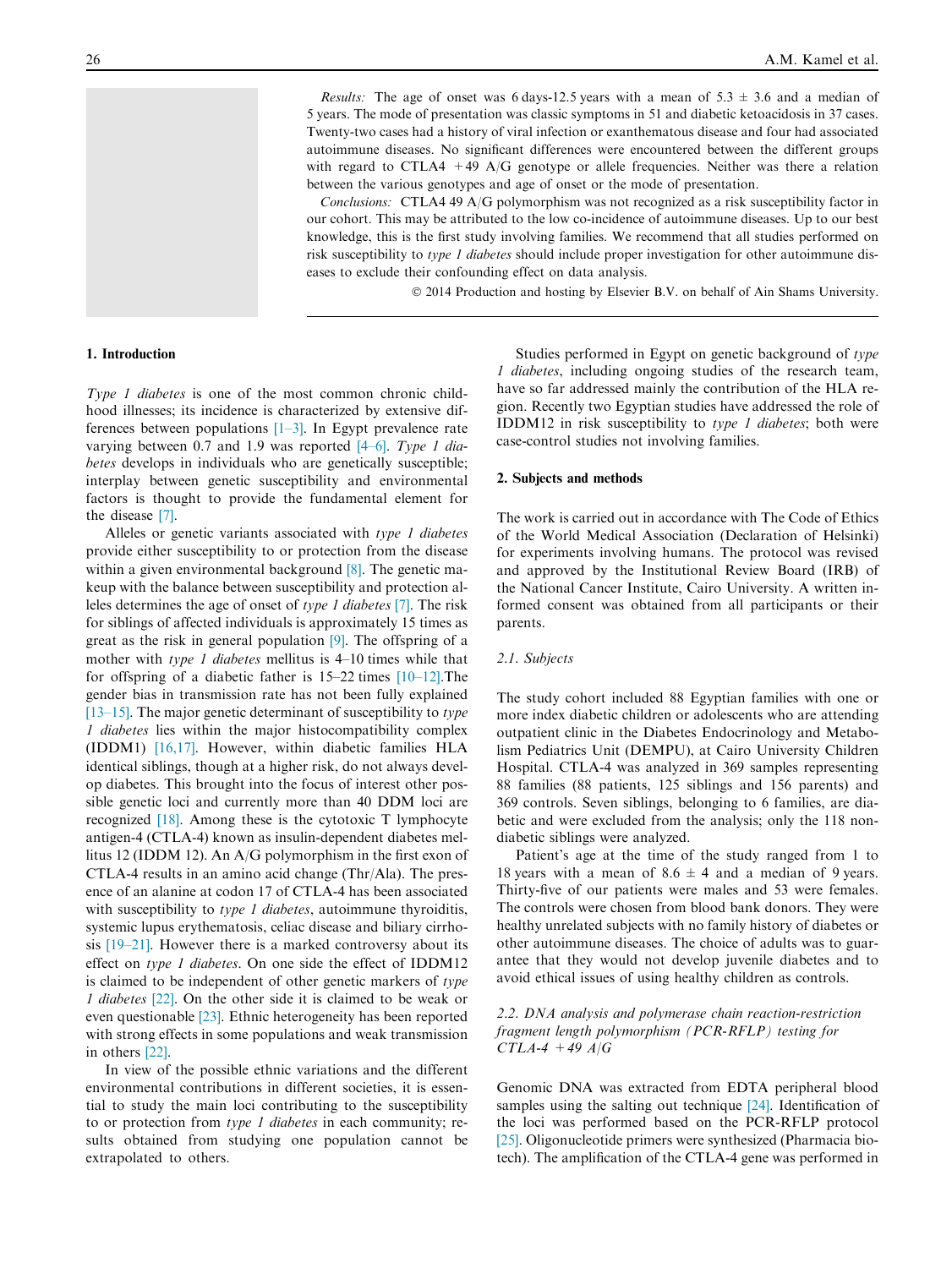*Results:* The age of onset was 6 days-12.5 years with a mean of $5.3 \pm 3.6$ and a median of 5 years. The mode of presentation was classic symptoms in 51 and diabetic ketoacidosis in 37 cases. Twenty-two cases had a history of viral infection or exanthematous disease and four had associated autoimmune diseases. No significant differences were encountered between the different groups with regard to CTLA4 +49 A/G genotype or allele frequencies. Neither was there a relation between the various genotypes and age of onset or the mode of presentation.

*Conclusions:* CTLA4 49 A/G polymorphism was not recognized as a risk susceptibility factor in our cohort. This may be attributed to the low co-incidence of autoimmune diseases. Up to our best knowledge, this is the first study involving families. We recommend that all studies performed on risk susceptibility to *type 1 diabetes* should include proper investigation for other autoimmune diseases to exclude their confounding effect on data analysis.

© 2014 Production and hosting by Elsevier B.V. on behalf of Ain Shams University.

## 1. Introduction

*Type 1 diabetes* is one of the most common chronic childhood illnesses; its incidence is characterized by extensive differences between populations [1–3]. In Egypt prevalence rate varying between 0.7 and 1.9 was reported [4–6]. *Type 1 diabetes* develops in individuals who are genetically susceptible; interplay between genetic susceptibility and environmental factors is thought to provide the fundamental element for the disease [7].

Alleles or genetic variants associated with *type 1 diabetes* provide either susceptibility to or protection from the disease within a given environmental background [8]. The genetic makeup with the balance between susceptibility and protection alleles determines the age of onset of *type 1 diabetes* [7]. The risk for siblings of affected individuals is approximately 15 times as great as the risk in general population [9]. The offspring of a mother with *type 1 diabetes* mellitus is 4–10 times while that for offspring of a diabetic father is 15–22 times [10–12].The gender bias in transmission rate has not been fully explained [13–15]. The major genetic determinant of susceptibility to *type 1 diabetes* lies within the major histocompatibility complex (IDDM1) [16,17]. However, within diabetic families HLA identical siblings, though at a higher risk, do not always develop diabetes. This brought into the focus of interest other possible genetic loci and currently more than 40 DDM loci are recognized [18]. Among these is the cytotoxic T lymphocyte antigen-4 (CTLA-4) known as insulin-dependent diabetes mellitus 12 (IDDM 12). An A/G polymorphism in the first exon of CTLA-4 results in an amino acid change (Thr/Ala). The presence of an alanine at codon 17 of CTLA-4 has been associated with susceptibility to *type 1 diabetes*, autoimmune thyroiditis, systemic lupus erythematosis, celiac disease and biliary cirrhosis [19–21]. However there is a marked controversy about its effect on *type 1 diabetes*. On one side the effect of IDDM12 is claimed to be independent of other genetic markers of *type 1 diabetes* [22]. On the other side it is claimed to be weak or even questionable [23]. Ethnic heterogeneity has been reported with strong effects in some populations and weak transmission in others [22].

In view of the possible ethnic variations and the different environmental contributions in different societies, it is essential to study the main loci contributing to the susceptibility to or protection from *type 1 diabetes* in each community; results obtained from studying one population cannot be extrapolated to others.

Studies performed in Egypt on genetic background of *type 1 diabetes*, including ongoing studies of the research team, have so far addressed mainly the contribution of the HLA region. Recently two Egyptian studies have addressed the role of IDDM12 in risk susceptibility to *type 1 diabetes*; both were case-control studies not involving families.

## 2. Subjects and methods

The work is carried out in accordance with The Code of Ethics of the World Medical Association (Declaration of Helsinki) for experiments involving humans. The protocol was revised and approved by the Institutional Review Board (IRB) of the National Cancer Institute, Cairo University. A written informed consent was obtained from all participants or their parents.

### 2.1. Subjects

The study cohort included 88 Egyptian families with one or more index diabetic children or adolescents who are attending outpatient clinic in the Diabetes Endocrinology and Metabolism Pediatrics Unit (DEMPU), at Cairo University Children Hospital. CTLA-4 was analyzed in 369 samples representing 88 families (88 patients, 125 siblings and 156 parents) and 369 controls. Seven siblings, belonging to 6 families, are diabetic and were excluded from the analysis; only the 118 non-diabetic siblings were analyzed.

Patient's age at the time of the study ranged from 1 to 18 years with a mean of $8.6 \pm 4$ and a median of 9 years. Thirty-five of our patients were males and 53 were females. The controls were chosen from blood bank donors. They were healthy unrelated subjects with no family history of diabetes or other autoimmune diseases. The choice of adults was to guarantee that they would not develop juvenile diabetes and to avoid ethical issues of using healthy children as controls.

### 2.2. DNA analysis and polymerase chain reaction-restriction fragment length polymorphism (PCR-RFLP) testing for CTLA-4 +49 A/G

Genomic DNA was extracted from EDTA peripheral blood samples using the salting out technique [24]. Identification of the loci was performed based on the PCR-RFLP protocol [25]. Oligonucleotide primers were synthesized (Pharmacia biotech). The amplification of the CTLA-4 gene was performed in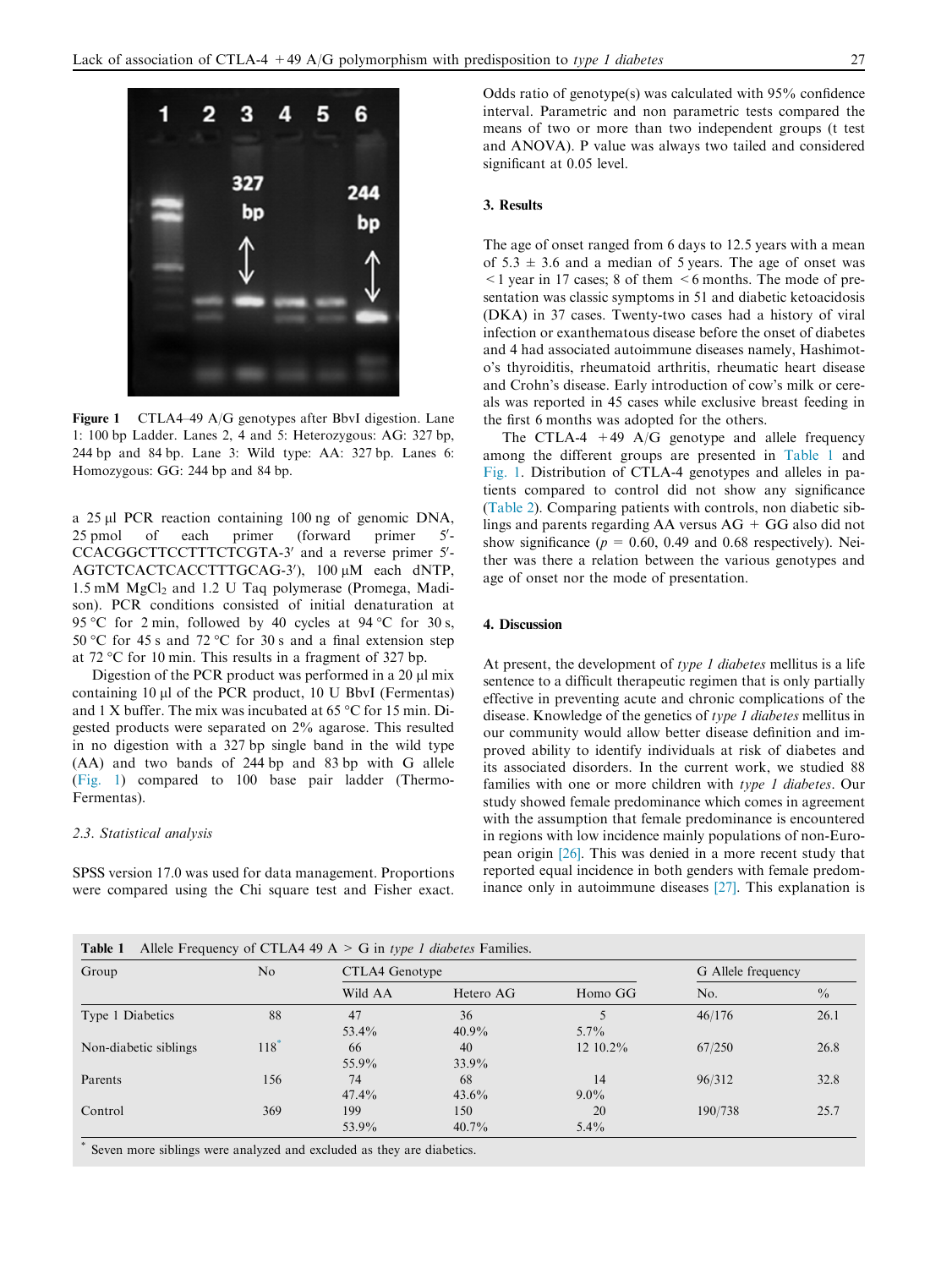Figure 1 CTLA4–49 A/G genotypes after BbvI digestion. Lane 1: 100 bp Ladder. Lanes 2, 4 and 5: Heterozygous: AG: 327 bp, 244 bp and 84 bp. Lane 3: Wild type: AA: 327 bp. Lanes 6: Homozygous: GG: 244 bp and 84 bp.

a 25 μl PCR reaction containing 100 ng of genomic DNA, 25 pmol of each primer (forward primer 5′-CCACGGCTTCCTTTCTCGTA-3′ and a reverse primer 5′-AGTCTCACTCACCTTTGCAG-3′), 100 μM each dNTP, 1.5 mM $MgCl_2$ and 1.2 U Taq polymerase (Promega, Madison). PCR conditions consisted of initial denaturation at 95 °C for 2 min, followed by 40 cycles at 94 °C for 30 s, 50 °C for 45 s and 72 °C for 30 s and a final extension step at 72 °C for 10 min. This results in a fragment of 327 bp.

Digestion of the PCR product was performed in a 20 μl mix containing 10 μl of the PCR product, 10 U BbvI (Fermentas) and 1 X buffer. The mix was incubated at 65 °C for 15 min. Digested products were separated on 2% agarose. This resulted in no digestion with a 327 bp single band in the wild type (AA) and two bands of 244 bp and 83 bp with G allele (Fig. 1) compared to 100 base pair ladder (Thermo-Fermentas).

### 2.3. Statistical analysis

SPSS version 17.0 was used for data management. Proportions were compared using the Chi square test and Fisher exact. Odds ratio of genotype(s) was calculated with 95% confidence interval. Parametric and non parametric tests compared the means of two or more than two independent groups (t test and ANOVA). P value was always two tailed and considered significant at 0.05 level.

## 3. Results

The age of onset ranged from 6 days to 12.5 years with a mean of 5.3 ± 3.6 and a median of 5 years. The age of onset was <1 year in 17 cases; 8 of them <6 months. The mode of presentation was classic symptoms in 51 and diabetic ketoacidosis (DKA) in 37 cases. Twenty-two cases had a history of viral infection or exanthematous disease before the onset of diabetes and 4 had associated autoimmune diseases namely, Hashimoto's thyroiditis, rheumatoid arthritis, rheumatic heart disease and Crohn's disease. Early introduction of cow's milk or cereals was reported in 45 cases while exclusive breast feeding in the first 6 months was adopted for the others.

The CTLA-4 +49 A/G genotype and allele frequency among the different groups are presented in Table 1 and Fig. 1. Distribution of CTLA-4 genotypes and alleles in patients compared to control did not show any significance (Table 2). Comparing patients with controls, non diabetic siblings and parents regarding AA versus AG + GG also did not show significance ($p$ = 0.60, 0.49 and 0.68 respectively). Neither was there a relation between the various genotypes and age of onset nor the mode of presentation.

## 4. Discussion

At present, the development of *type 1 diabetes* mellitus is a life sentence to a difficult therapeutic regimen that is only partially effective in preventing acute and chronic complications of the disease. Knowledge of the genetics of *type 1 diabetes* mellitus in our community would allow better disease definition and improved ability to identify individuals at risk of diabetes and its associated disorders. In the current work, we studied 88 families with one or more children with *type 1 diabetes*. Our study showed female predominance which comes in agreement with the assumption that female predominance is encountered in regions with low incidence mainly populations of non-European origin [26]. This was denied in a more recent study that reported equal incidence in both genders with female predominance only in autoimmune diseases [27]. This explanation is

**Table 1** Allele Frequency of CTLA4 49 A > G in *type 1 diabetes* Families.

| Group | No | CTLA4 Genotype | | | G Allele frequency | |
|---|---|---|---|---|---|---|
| | | Wild AA | Hetero AG | Homo GG | No. | % |
| Type 1 Diabetics | 88 | 47<br>53.4% | 36<br>40.9% | 5<br>5.7% | 46/176 | 26.1 |
| Non-diabetic siblings | 118* | 66<br>55.9% | 40<br>33.9% | 12 10.2% | 67/250 | 26.8 |
| Parents | 156 | 74<br>47.4% | 68<br>43.6% | 14<br>9.0% | 96/312 | 32.8 |
| Control | 369 | 199<br>53.9% | 150<br>40.7% | 20<br>5.4% | 190/738 | 25.7 |

\* Seven more siblings were analyzed and excluded as they are diabetics.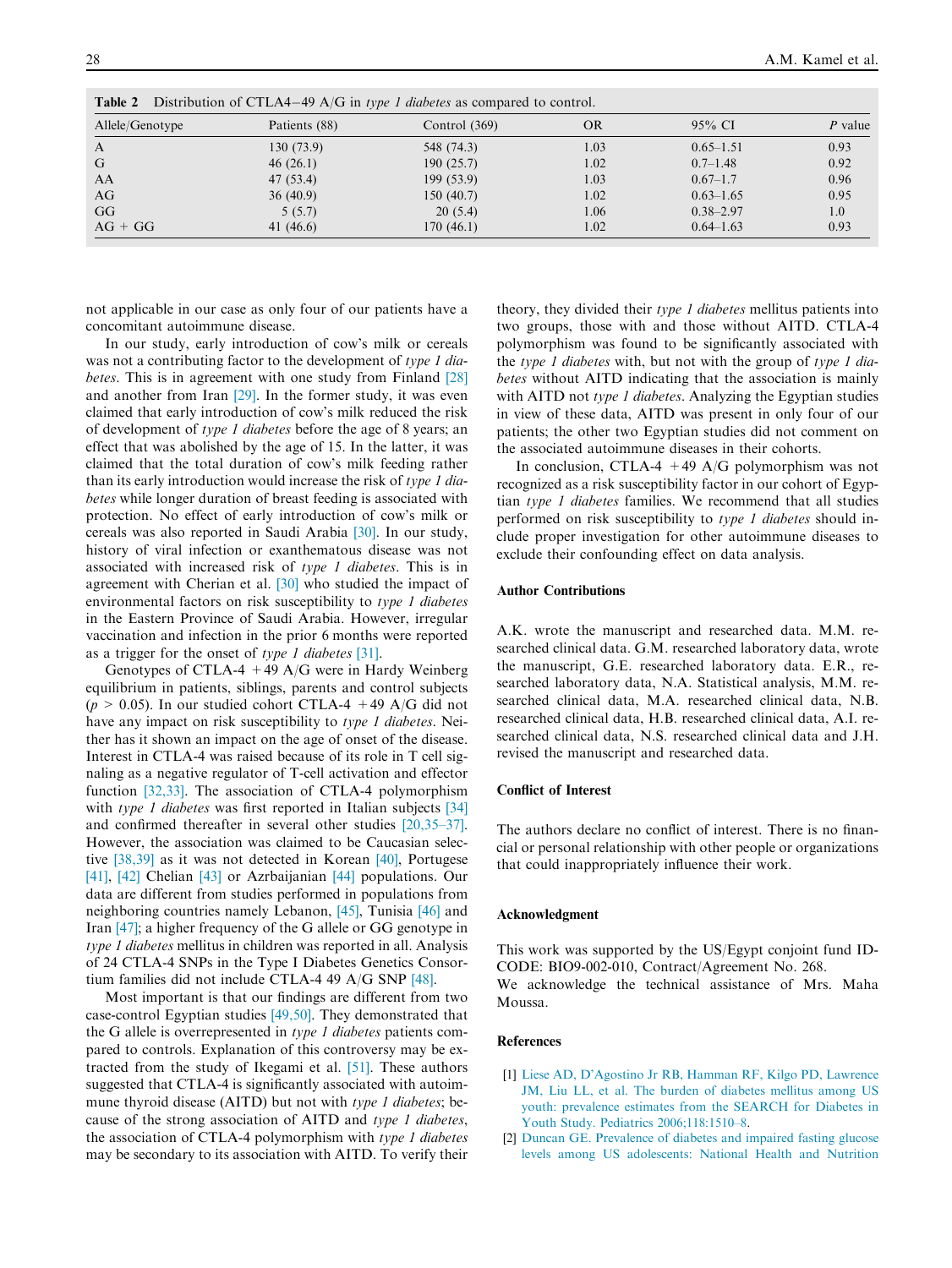**Table 2** Distribution of CTLA4−49 A/G in *type 1 diabetes* as compared to control.

| Allele/Genotype | Patients (88) | Control (369) | OR | 95% CI | *P* value |
|---|---|---|---|---|---|
| A | 130 (73.9) | 548 (74.3) | 1.03 | 0.65–1.51 | 0.93 |
| G | 46 (26.1) | 190 (25.7) | 1.02 | 0.7–1.48 | 0.92 |
| AA | 47 (53.4) | 199 (53.9) | 1.03 | 0.67–1.7 | 0.96 |
| AG | 36 (40.9) | 150 (40.7) | 1.02 | 0.63–1.65 | 0.95 |
| GG | 5 (5.7) | 20 (5.4) | 1.06 | 0.38–2.97 | 1.0 |
| AG + GG | 41 (46.6) | 170 (46.1) | 1.02 | 0.64–1.63 | 0.93 |

not applicable in our case as only four of our patients have a concomitant autoimmune disease.

In our study, early introduction of cow's milk or cereals was not a contributing factor to the development of *type 1 diabetes*. This is in agreement with one study from Finland [28] and another from Iran [29]. In the former study, it was even claimed that early introduction of cow's milk reduced the risk of development of *type 1 diabetes* before the age of 8 years; an effect that was abolished by the age of 15. In the latter, it was claimed that the total duration of cow's milk feeding rather than its early introduction would increase the risk of *type 1 diabetes* while longer duration of breast feeding is associated with protection. No effect of early introduction of cow's milk or cereals was also reported in Saudi Arabia [30]. In our study, history of viral infection or exanthematous disease was not associated with increased risk of *type 1 diabetes*. This is in agreement with Cherian et al. [30] who studied the impact of environmental factors on risk susceptibility to *type 1 diabetes* in the Eastern Province of Saudi Arabia. However, irregular vaccination and infection in the prior 6 months were reported as a trigger for the onset of *type 1 diabetes* [31].

Genotypes of CTLA-4 +49 A/G were in Hardy Weinberg equilibrium in patients, siblings, parents and control subjects ($p > 0.05$). In our studied cohort CTLA-4 +49 A/G did not have any impact on risk susceptibility to *type 1 diabetes*. Neither has it shown an impact on the age of onset of the disease. Interest in CTLA-4 was raised because of its role in T cell signaling as a negative regulator of T-cell activation and effector function [32,33]. The association of CTLA-4 polymorphism with *type 1 diabetes* was first reported in Italian subjects [34] and confirmed thereafter in several other studies [20,35–37]. However, the association was claimed to be Caucasian selective [38,39] as it was not detected in Korean [40], Portugese [41], [42] Chelian [43] or Azrbaijanian [44] populations. Our data are different from studies performed in populations from neighboring countries namely Lebanon, [45], Tunisia [46] and Iran [47]; a higher frequency of the G allele or GG genotype in *type 1 diabetes* mellitus in children was reported in all. Analysis of 24 CTLA-4 SNPs in the Type I Diabetes Genetics Consortium families did not include CTLA-4 49 A/G SNP [48].

Most important is that our findings are different from two case-control Egyptian studies [49,50]. They demonstrated that the G allele is overrepresented in *type 1 diabetes* patients compared to controls. Explanation of this controversy may be extracted from the study of Ikegami et al. [51]. These authors suggested that CTLA-4 is significantly associated with autoimmune thyroid disease (AITD) but not with *type 1 diabetes*; because of the strong association of AITD and *type 1 diabetes*, the association of CTLA-4 polymorphism with *type 1 diabetes* may be secondary to its association with AITD. To verify their theory, they divided their *type 1 diabetes* mellitus patients into two groups, those with and those without AITD. CTLA-4 polymorphism was found to be significantly associated with the *type 1 diabetes* with, but not with the group of *type 1 diabetes* without AITD indicating that the association is mainly with AITD not *type 1 diabetes*. Analyzing the Egyptian studies in view of these data, AITD was present in only four of our patients; the other two Egyptian studies did not comment on the associated autoimmune diseases in their cohorts.

In conclusion, CTLA-4 +49 A/G polymorphism was not recognized as a risk susceptibility factor in our cohort of Egyptian *type 1 diabetes* families. We recommend that all studies performed on risk susceptibility to *type 1 diabetes* should include proper investigation for other autoimmune diseases to exclude their confounding effect on data analysis.

## Author Contributions

A.K. wrote the manuscript and researched data. M.M. researched clinical data. G.M. researched laboratory data, wrote the manuscript, G.E. researched laboratory data. E.R., researched laboratory data, N.A. Statistical analysis, M.M. researched clinical data, M.A. researched clinical data, N.B. researched clinical data, H.B. researched clinical data, A.I. researched clinical data, N.S. researched clinical data and J.H. revised the manuscript and researched data.

## Conflict of Interest

The authors declare no conflict of interest. There is no financial or personal relationship with other people or organizations that could inappropriately influence their work.

## Acknowledgment

This work was supported by the US/Egypt conjoint fund ID-CODE: BIO9-002-010, Contract/Agreement No. 268.
We acknowledge the technical assistance of Mrs. Maha Moussa.

## References

[1] Liese AD, D'Agostino Jr RB, Hamman RF, Kilgo PD, Lawrence JM, Liu LL, et al. The burden of diabetes mellitus among US youth: prevalence estimates from the SEARCH for Diabetes in Youth Study. Pediatrics 2006;118:1510–8.

[2] Duncan GE. Prevalence of diabetes and impaired fasting glucose levels among US adolescents: National Health and Nutrition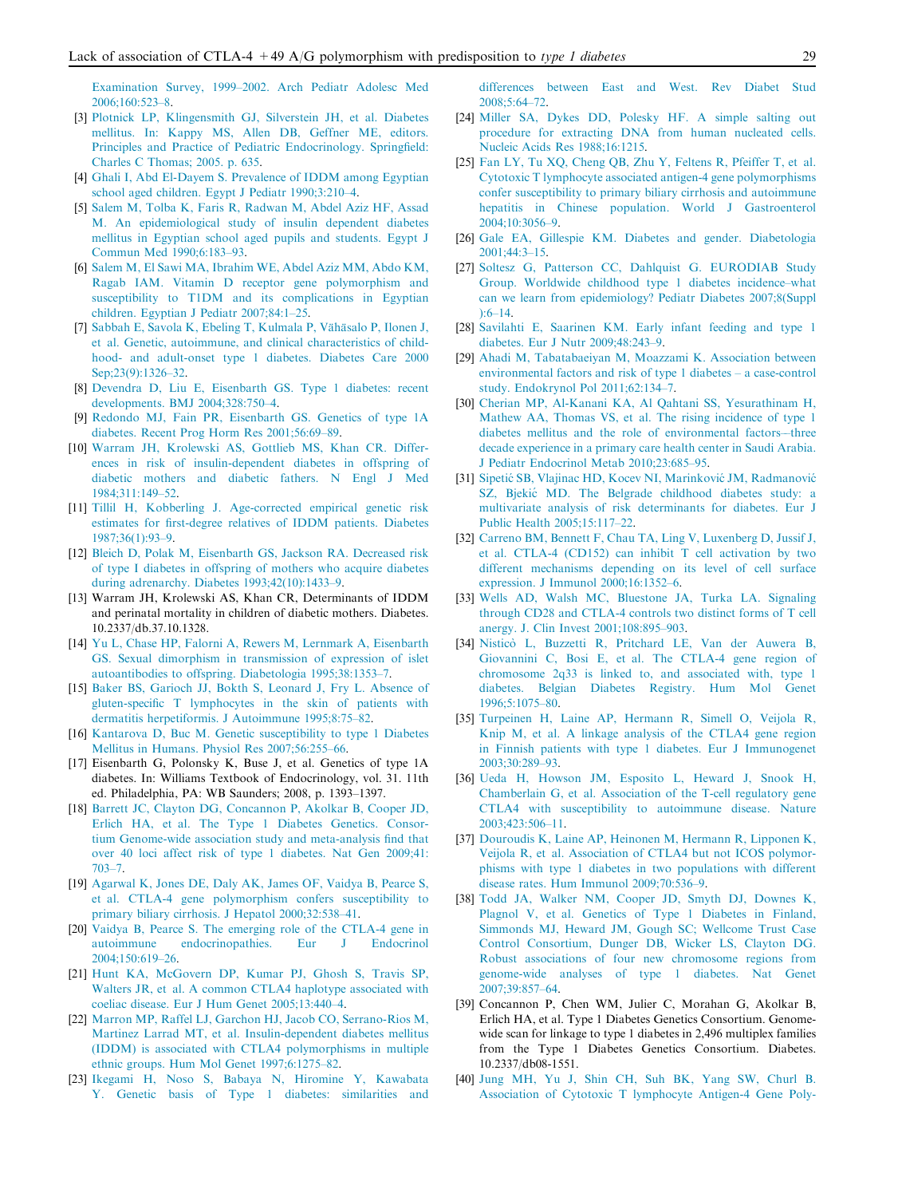Examination Survey, 1999–2002. Arch Pediatr Adolesc Med 2006;160:523–8.

[3] Plotnick LP, Klingensmith GJ, Silverstein JH, et al. Diabetes mellitus. In: Kappy MS, Allen DB, Geffner ME, editors. Principles and Practice of Pediatric Endocrinology. Springfield: Charles C Thomas; 2005. p. 635.

[4] Ghali I, Abd El-Dayem S. Prevalence of IDDM among Egyptian school aged children. Egypt J Pediatr 1990;3:210–4.

[5] Salem M, Tolba K, Faris R, Radwan M, Abdel Aziz HF, Assad M. An epidemiological study of insulin dependent diabetes mellitus in Egyptian school aged pupils and students. Egypt J Commun Med 1990;6:183–93.

[6] Salem M, El Sawi MA, Ibrahim WE, Abdel Aziz MM, Abdo KM, Ragab IAM. Vitamin D receptor gene polymorphism and susceptibility to T1DM and its complications in Egyptian children. Egyptian J Pediatr 2007;84:1–25.

[7] Sabbah E, Savola K, Ebeling T, Kulmala P, Vähäsalo P, Ilonen J, et al. Genetic, autoimmune, and clinical characteristics of childhood- and adult-onset type 1 diabetes. Diabetes Care 2000 Sep;23(9):1326–32.

[8] Devendra D, Liu E, Eisenbarth GS. Type 1 diabetes: recent developments. BMJ 2004;328:750–4.

[9] Redondo MJ, Fain PR, Eisenbarth GS. Genetics of type 1A diabetes. Recent Prog Horm Res 2001;56:69–89.

[10] Warram JH, Krolewski AS, Gottlieb MS, Khan CR. Differences in risk of insulin-dependent diabetes in offspring of diabetic mothers and diabetic fathers. N Engl J Med 1984;311:149–52.

[11] Tillil H, Kobberling J. Age-corrected empirical genetic risk estimates for first-degree relatives of IDDM patients. Diabetes 1987;36(1):93–9.

[12] Bleich D, Polak M, Eisenbarth GS, Jackson RA. Decreased risk of type I diabetes in offspring of mothers who acquire diabetes during adrenarchy. Diabetes 1993;42(10):1433–9.

[13] Warram JH, Krolewski AS, Khan CR, Determinants of IDDM and perinatal mortality in children of diabetic mothers. Diabetes. 10.2337/db.37.10.1328.

[14] Yu L, Chase HP, Falorni A, Rewers M, Lernmark A, Eisenbarth GS. Sexual dimorphism in transmission of expression of islet autoantibodies to offspring. Diabetologia 1995;38:1353–7.

[15] Baker BS, Garioch JJ, Bokth S, Leonard J, Fry L. Absence of gluten-specific T lymphocytes in the skin of patients with dermatitis herpetiformis. J Autoimmune 1995;8:75–82.

[16] Kantarova D, Buc M. Genetic susceptibility to type 1 Diabetes Mellitus in Humans. Physiol Res 2007;56:255–66.

[17] Eisenbarth G, Polonsky K, Buse J, et al. Genetics of type 1A diabetes. In: Williams Textbook of Endocrinology, vol. 31. 11th ed. Philadelphia, PA: WB Saunders; 2008, p. 1393–1397.

[18] Barrett JC, Clayton DG, Concannon P, Akolkar B, Cooper JD, Erlich HA, et al. The Type 1 Diabetes Genetics. Consortium Genome-wide association study and meta-analysis find that over 40 loci affect risk of type 1 diabetes. Nat Gen 2009;41:703–7.

[19] Agarwal K, Jones DE, Daly AK, James OF, Vaidya B, Pearce S, et al. CTLA-4 gene polymorphism confers susceptibility to primary biliary cirrhosis. J Hepatol 2000;32:538–41.

[20] Vaidya B, Pearce S. The emerging role of the CTLA-4 gene in autoimmune endocrinopathies. Eur J Endocrinol 2004;150:619–26.

[21] Hunt KA, McGovern DP, Kumar PJ, Ghosh S, Travis SP, Walters JR, et al. A common CTLA4 haplotype associated with coeliac disease. Eur J Hum Genet 2005;13:440–4.

[22] Marron MP, Raffel LJ, Garchon HJ, Jacob CO, Serrano-Rios M, Martinez Larrad MT, et al. Insulin-dependent diabetes mellitus (IDDM) is associated with CTLA4 polymorphisms in multiple ethnic groups. Hum Mol Genet 1997;6:1275–82.

[23] Ikegami H, Noso S, Babaya N, Hiromine Y, Kawabata Y. Genetic basis of Type 1 diabetes: similarities and differences between East and West. Rev Diabet Stud 2008;5:64–72.

[24] Miller SA, Dykes DD, Polesky HF. A simple salting out procedure for extracting DNA from human nucleated cells. Nucleic Acids Res 1988;16:1215.

[25] Fan LY, Tu XQ, Cheng QB, Zhu Y, Feltens R, Pfeiffer T, et al. Cytotoxic T lymphocyte associated antigen-4 gene polymorphisms confer susceptibility to primary biliary cirrhosis and autoimmune hepatitis in Chinese population. World J Gastroenterol 2004;10:3056–9.

[26] Gale EA, Gillespie KM. Diabetes and gender. Diabetologia 2001;44:3–15.

[27] Soltesz G, Patterson CC, Dahlquist G. EURODIAB Study Group. Worldwide childhood type 1 diabetes incidence–what can we learn from epidemiology? Pediatr Diabetes 2007;8(Suppl ):6–14.

[28] Savilahti E, Saarinen KM. Early infant feeding and type 1 diabetes. Eur J Nutr 2009;48:243–9.

[29] Ahadi M, Tabatabaeiyan M, Moazzami K. Association between environmental factors and risk of type 1 diabetes – a case-control study. Endokrynol Pol 2011;62:134–7.

[30] Cherian MP, Al-Kanani KA, Al Qahtani SS, Yesurathinam H, Mathew AA, Thomas VS, et al. The rising incidence of type 1 diabetes mellitus and the role of environmental factors—three decade experience in a primary care health center in Saudi Arabia. J Pediatr Endocrinol Metab 2010;23:685–95.

[31] Sipetić SB, Vlajinac HD, Kocev NI, Marinković JM, Radmanović SZ, Bjekić MD. The Belgrade childhood diabetes study: a multivariate analysis of risk determinants for diabetes. Eur J Public Health 2005;15:117–22.

[32] Carreno BM, Bennett F, Chau TA, Ling V, Luxenberg D, Jussif J, et al. CTLA-4 (CD152) can inhibit T cell activation by two different mechanisms depending on its level of cell surface expression. J Immunol 2000;16:1352–6.

[33] Wells AD, Walsh MC, Bluestone JA, Turka LA. Signaling through CD28 and CTLA-4 controls two distinct forms of T cell anergy. J. Clin Invest 2001;108:895–903.

[34] Nisticò L, Buzzetti R, Pritchard LE, Van der Auwera B, Giovannini C, Bosi E, et al. The CTLA-4 gene region of chromosome 2q33 is linked to, and associated with, type 1 diabetes. Belgian Diabetes Registry. Hum Mol Genet 1996;5:1075–80.

[35] Turpeinen H, Laine AP, Hermann R, Simell O, Veijola R, Knip M, et al. A linkage analysis of the CTLA4 gene region in Finnish patients with type 1 diabetes. Eur J Immunogenet 2003;30:289–93.

[36] Ueda H, Howson JM, Esposito L, Heward J, Snook H, Chamberlain G, et al. Association of the T-cell regulatory gene CTLA4 with susceptibility to autoimmune disease. Nature 2003;423:506–11.

[37] Douroudis K, Laine AP, Heinonen M, Hermann R, Lipponen K, Veijola R, et al. Association of CTLA4 but not ICOS polymorphisms with type 1 diabetes in two populations with different disease rates. Hum Immunol 2009;70:536–9.

[38] Todd JA, Walker NM, Cooper JD, Smyth DJ, Downes K, Plagnol V, et al. Genetics of Type 1 Diabetes in Finland, Simmonds MJ, Heward JM, Gough SC; Wellcome Trust Case Control Consortium, Dunger DB, Wicker LS, Clayton DG. Robust associations of four new chromosome regions from genome-wide analyses of type 1 diabetes. Nat Genet 2007;39:857–64.

[39] Concannon P, Chen WM, Julier C, Morahan G, Akolkar B, Erlich HA, et al. Type 1 Diabetes Genetics Consortium. Genome-wide scan for linkage to type 1 diabetes in 2,496 multiplex families from the Type 1 Diabetes Genetics Consortium. Diabetes. 10.2337/db08-1551.

[40] Jung MH, Yu J, Shin CH, Suh BK, Yang SW, Churl B. Association of Cytotoxic T lymphocyte Antigen-4 Gene Poly-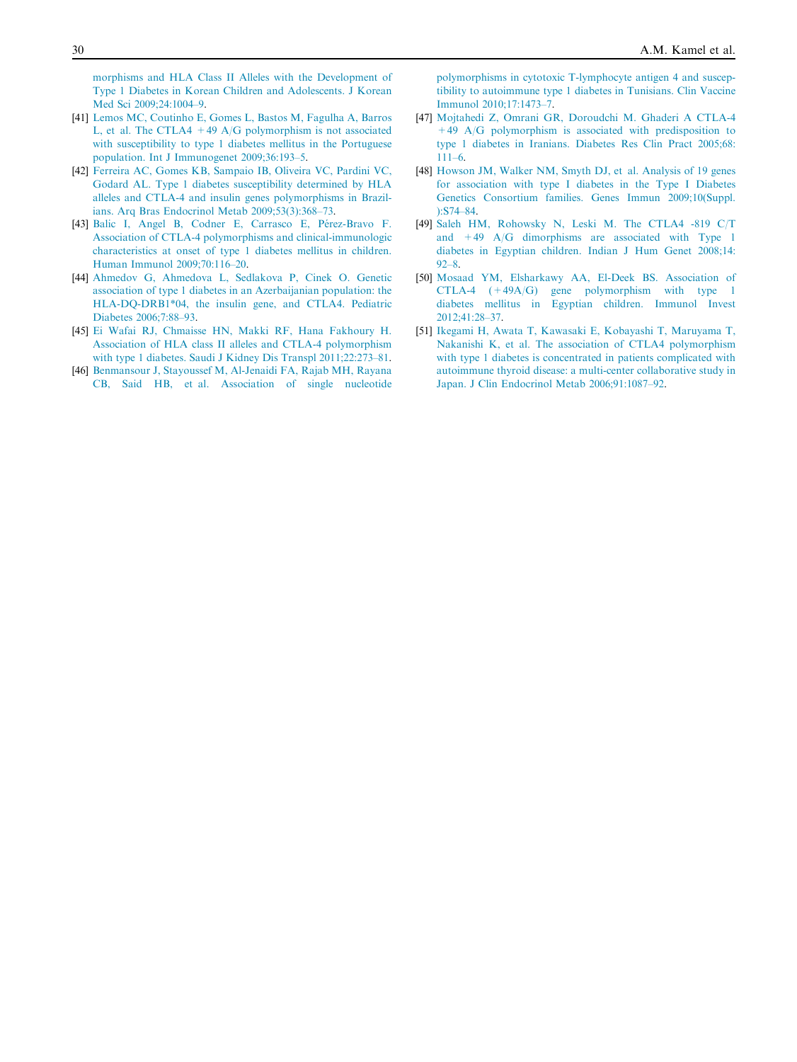morphisms and HLA Class II Alleles with the Development of Type 1 Diabetes in Korean Children and Adolescents. J Korean Med Sci 2009;24:1004–9.

[41] Lemos MC, Coutinho E, Gomes L, Bastos M, Fagulha A, Barros L, et al. The CTLA4 +49 A/G polymorphism is not associated with susceptibility to type 1 diabetes mellitus in the Portuguese population. Int J Immunogenet 2009;36:193–5.

[42] Ferreira AC, Gomes KB, Sampaio IB, Oliveira VC, Pardini VC, Godard AL. Type 1 diabetes susceptibility determined by HLA alleles and CTLA-4 and insulin genes polymorphisms in Brazilians. Arq Bras Endocrinol Metab 2009;53(3):368–73.

[43] Balic I, Angel B, Codner E, Carrasco E, Pérez-Bravo F. Association of CTLA-4 polymorphisms and clinical-immunologic characteristics at onset of type 1 diabetes mellitus in children. Human Immunol 2009;70:116–20.

[44] Ahmedov G, Ahmedova L, Sedlakova P, Cinek O. Genetic association of type 1 diabetes in an Azerbaijanian population: the HLA-DQ-DRB1*04, the insulin gene, and CTLA4. Pediatric Diabetes 2006;7:88–93.

[45] Ei Wafai RJ, Chmaisse HN, Makki RF, Hana Fakhoury H. Association of HLA class II alleles and CTLA-4 polymorphism with type 1 diabetes. Saudi J Kidney Dis Transpl 2011;22:273–81.

[46] Benmansour J, Stayoussef M, Al-Jenaidi FA, Rajab MH, Rayana CB, Said HB, et al. Association of single nucleotide polymorphisms in cytotoxic T-lymphocyte antigen 4 and susceptibility to autoimmune type 1 diabetes in Tunisians. Clin Vaccine Immunol 2010;17:1473–7.

[47] Mojtahedi Z, Omrani GR, Doroudchi M. Ghaderi A CTLA-4 +49 A/G polymorphism is associated with predisposition to type 1 diabetes in Iranians. Diabetes Res Clin Pract 2005;68: 111–6.

[48] Howson JM, Walker NM, Smyth DJ, et al. Analysis of 19 genes for association with type I diabetes in the Type I Diabetes Genetics Consortium families. Genes Immun 2009;10(Suppl. ):S74–84.

[49] Saleh HM, Rohowsky N, Leski M. The CTLA4 -819 C/T and +49 A/G dimorphisms are associated with Type 1 diabetes in Egyptian children. Indian J Hum Genet 2008;14: 92–8.

[50] Mosaad YM, Elsharkawy AA, El-Deek BS. Association of CTLA-4 (+49A/G) gene polymorphism with type 1 diabetes mellitus in Egyptian children. Immunol Invest 2012;41:28–37.

[51] Ikegami H, Awata T, Kawasaki E, Kobayashi T, Maruyama T, Nakanishi K, et al. The association of CTLA4 polymorphism with type 1 diabetes is concentrated in patients complicated with autoimmune thyroid disease: a multi-center collaborative study in Japan. J Clin Endocrinol Metab 2006;91:1087–92.